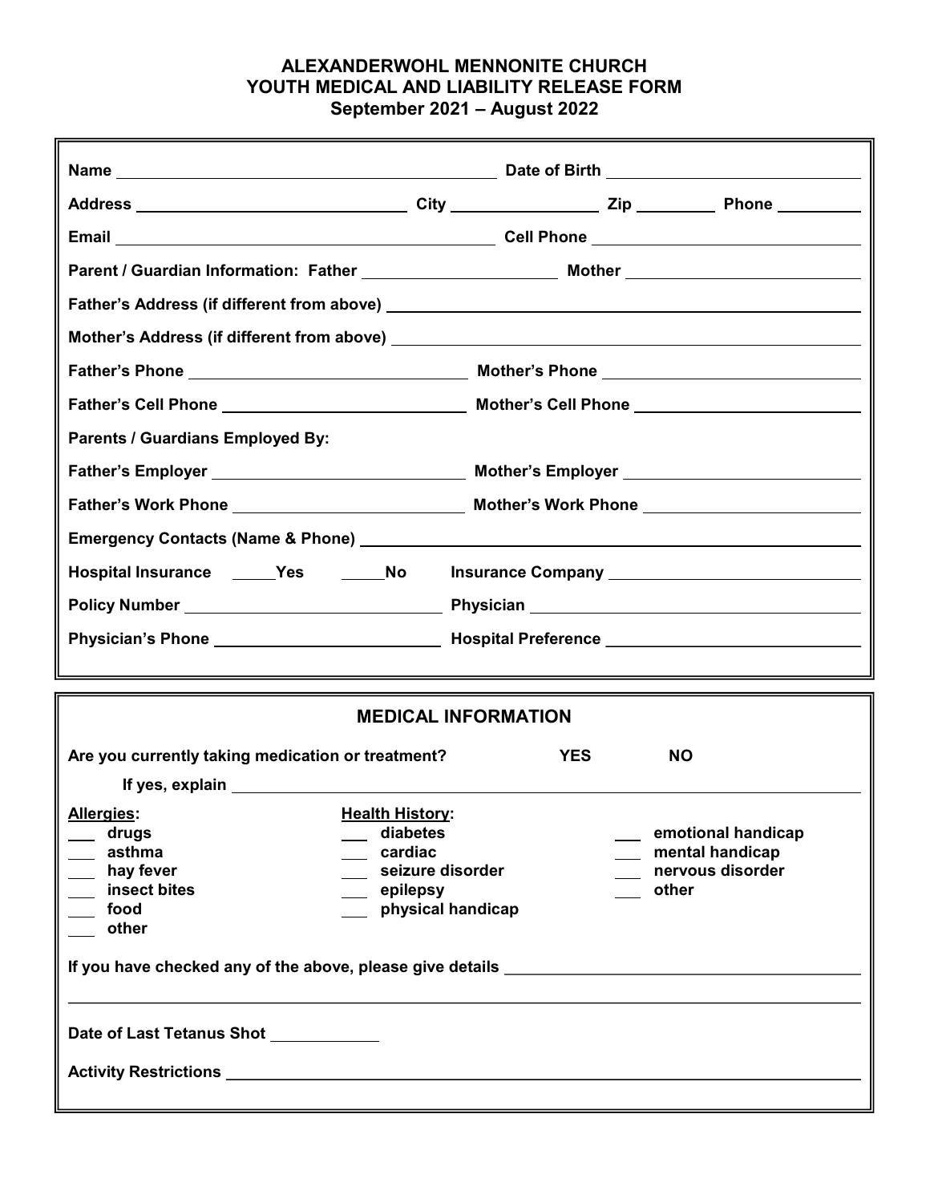**ALEXANDERWOHL MENNONITE CHURCH**
**YOUTH MEDICAL AND LIABILITY RELEASE FORM**
**September 2021 – August 2022**

**Name** ______________________________ **Date of Birth** ______________________

**Address** ______________________ **City** ______________ **Zip** ________ **Phone** ________

**Email** ______________________________ **Cell Phone** ______________________

**Parent / Guardian Information: Father** ____________________ **Mother** ____________________

**Father's Address (if different from above)** ________________________________________

**Mother's Address (if different from above)** ________________________________________

**Father's Phone** ______________________ **Mother's Phone** ______________________

**Father's Cell Phone** ______________________ **Mother's Cell Phone** ______________________

**Parents / Guardians Employed By:**

**Father's Employer** ______________________ **Mother's Employer** ______________________

**Father's Work Phone** ______________________ **Mother's Work Phone** ______________________

**Emergency Contacts (Name & Phone)** ________________________________________

**Hospital Insurance** _____**Yes** _____**No** **Insurance Company** ______________________

**Policy Number** ______________________ **Physician** ______________________

**Physician's Phone** ______________________ **Hospital Preference** ______________________

## MEDICAL INFORMATION

**Are you currently taking medication or treatment?** **YES** **NO**

**If yes, explain** ________________________________________

**Allergies:**

- ___ drugs
- ___ asthma
- ___ hay fever
- ___ insect bites
- ___ food
- ___ other

**Health History:**

- ___ diabetes
- ___ cardiac
- ___ seizure disorder
- ___ epilepsy
- ___ physical handicap
- ___ emotional handicap
- ___ mental handicap
- ___ nervous disorder
- ___ other

**If you have checked any of the above, please give details** ________________________________________

________________________________________

**Date of Last Tetanus Shot** __________

**Activity Restrictions** ________________________________________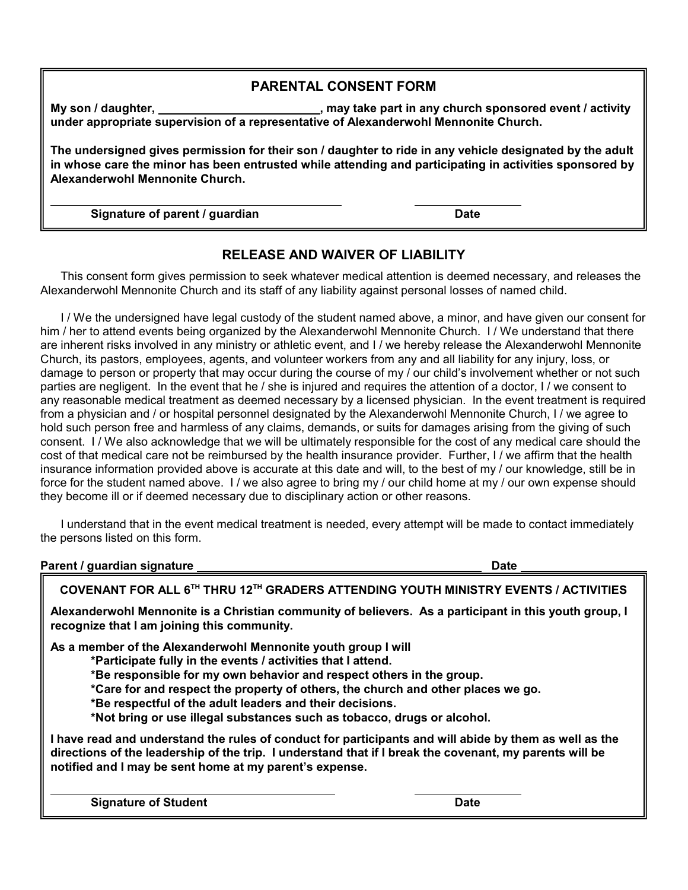## PARENTAL CONSENT FORM

**My son / daughter, ________________________, may take part in any church sponsored event / activity under appropriate supervision of a representative of Alexanderwohl Mennonite Church.**

**The undersigned gives permission for their son / daughter to ride in any vehicle designated by the adult in whose care the minor has been entrusted while attending and participating in activities sponsored by Alexanderwohl Mennonite Church.**

______________________________________ ________________

**Signature of parent / guardian** **Date**

## RELEASE AND WAIVER OF LIABILITY

This consent form gives permission to seek whatever medical attention is deemed necessary, and releases the Alexanderwohl Mennonite Church and its staff of any liability against personal losses of named child.

I / We the undersigned have legal custody of the student named above, a minor, and have given our consent for him / her to attend events being organized by the Alexanderwohl Mennonite Church. I / We understand that there are inherent risks involved in any ministry or athletic event, and I / we hereby release the Alexanderwohl Mennonite Church, its pastors, employees, agents, and volunteer workers from any and all liability for any injury, loss, or damage to person or property that may occur during the course of my / our child's involvement whether or not such parties are negligent. In the event that he / she is injured and requires the attention of a doctor, I / we consent to any reasonable medical treatment as deemed necessary by a licensed physician. In the event treatment is required from a physician and / or hospital personnel designated by the Alexanderwohl Mennonite Church, I / we agree to hold such person free and harmless of any claims, demands, or suits for damages arising from the giving of such consent. I / We also acknowledge that we will be ultimately responsible for the cost of any medical care should the cost of that medical care not be reimbursed by the health insurance provider. Further, I / we affirm that the health insurance information provided above is accurate at this date and will, to the best of my / our knowledge, still be in force for the student named above. I / we also agree to bring my / our child home at my / our own expense should they become ill or if deemed necessary due to disciplinary action or other reasons.

I understand that in the event medical treatment is needed, every attempt will be made to contact immediately the persons listed on this form.

**Parent / guardian signature** ______________________________________ **Date** ________________

### COVENANT FOR ALL 6TH THRU 12TH GRADERS ATTENDING YOUTH MINISTRY EVENTS / ACTIVITIES

**Alexanderwohl Mennonite is a Christian community of believers. As a participant in this youth group, I recognize that I am joining this community.**

**As a member of the Alexanderwohl Mennonite youth group I will**

**\*Participate fully in the events / activities that I attend.**
**\*Be responsible for my own behavior and respect others in the group.**
**\*Care for and respect the property of others, the church and other places we go.**
**\*Be respectful of the adult leaders and their decisions.**
**\*Not bring or use illegal substances such as tobacco, drugs or alcohol.**

**I have read and understand the rules of conduct for participants and will abide by them as well as the directions of the leadership of the trip. I understand that if I break the covenant, my parents will be notified and I may be sent home at my parent's expense.**

______________________________________ ________________

**Signature of Student** **Date**